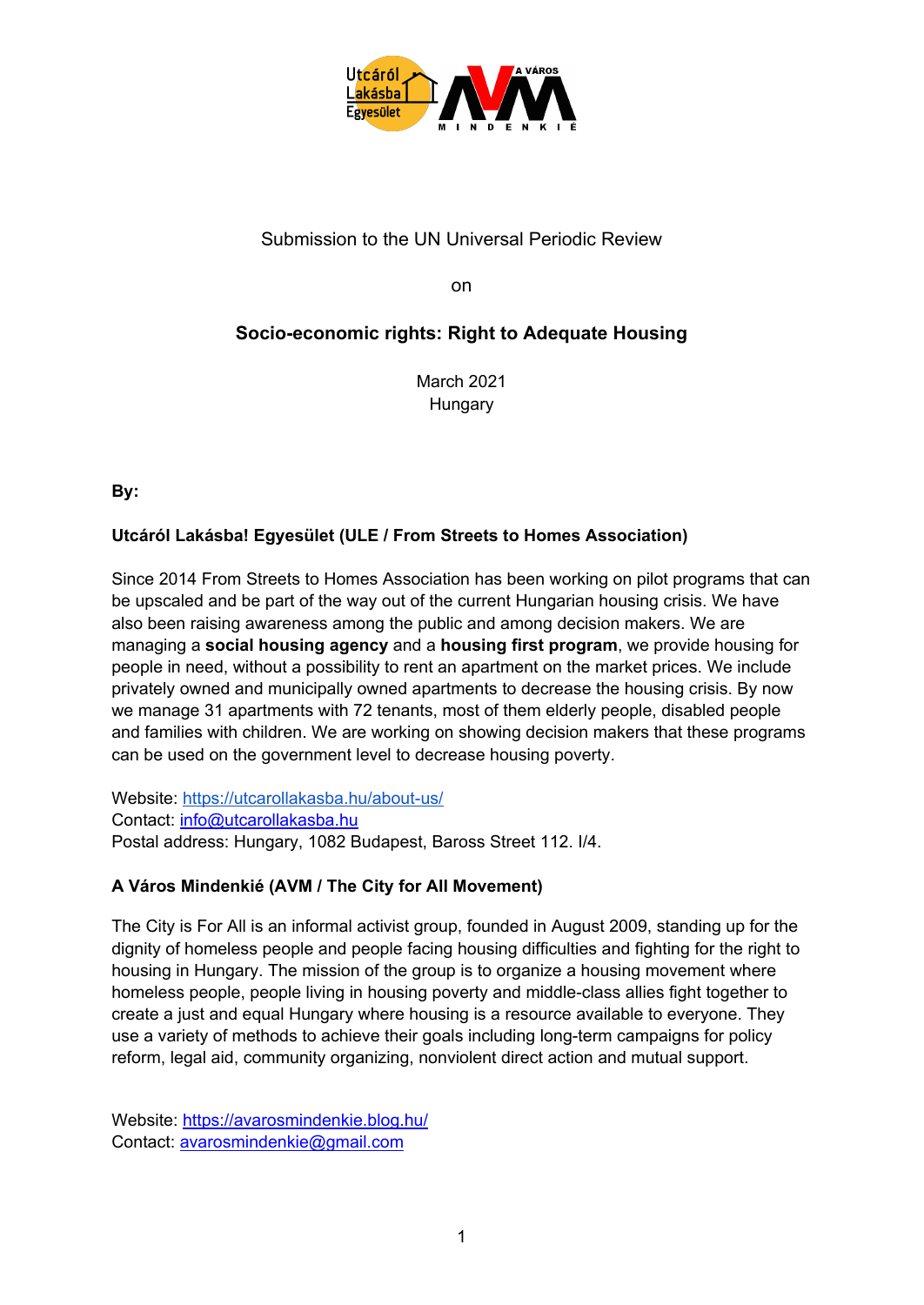Submission to the UN Universal Periodic Review

on

# Socio-economic rights: Right to Adequate Housing

March 2021
Hungary

**By:**

**Utcáról Lakásba! Egyesület (ULE / From Streets to Homes Association)**

Since 2014 From Streets to Homes Association has been working on pilot programs that can be upscaled and be part of the way out of the current Hungarian housing crisis. We have also been raising awareness among the public and among decision makers. We are managing a **social housing agency** and a **housing first program**, we provide housing for people in need, without a possibility to rent an apartment on the market prices. We include privately owned and municipally owned apartments to decrease the housing crisis. By now we manage 31 apartments with 72 tenants, most of them elderly people, disabled people and families with children. We are working on showing decision makers that these programs can be used on the government level to decrease housing poverty.

Website: https://utcarollakasba.hu/about-us/
Contact: info@utcarollakasba.hu
Postal address: Hungary, 1082 Budapest, Baross Street 112. I/4.

**A Város Mindenkié (AVM / The City for All Movement)**

The City is For All is an informal activist group, founded in August 2009, standing up for the dignity of homeless people and people facing housing difficulties and fighting for the right to housing in Hungary. The mission of the group is to organize a housing movement where homeless people, people living in housing poverty and middle-class allies fight together to create a just and equal Hungary where housing is a resource available to everyone. They use a variety of methods to achieve their goals including long-term campaigns for policy reform, legal aid, community organizing, nonviolent direct action and mutual support.

Website: https://avarosmindenkie.blog.hu/
Contact: avarosmindenkie@gmail.com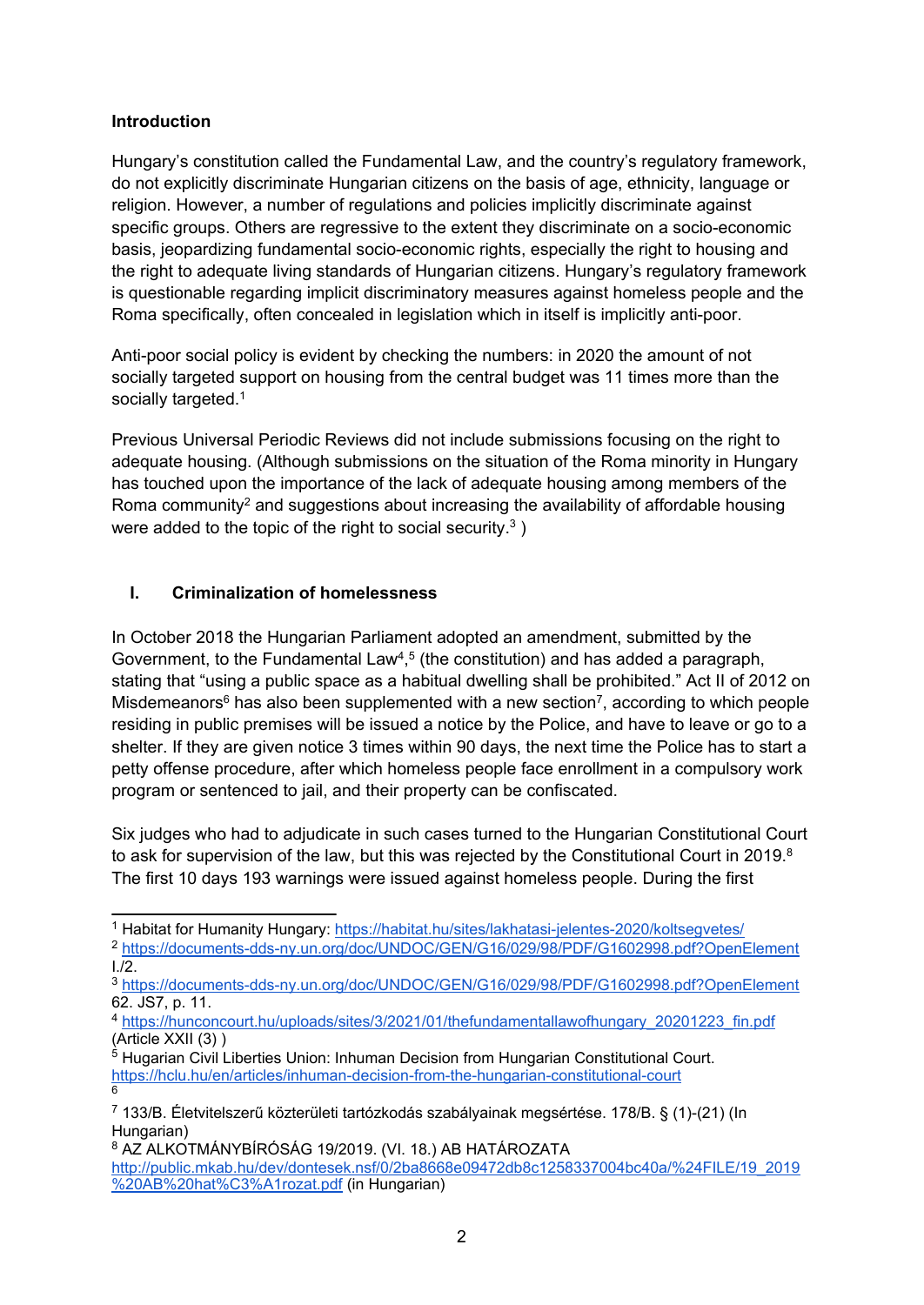**Introduction**

Hungary's constitution called the Fundamental Law, and the country's regulatory framework, do not explicitly discriminate Hungarian citizens on the basis of age, ethnicity, language or religion. However, a number of regulations and policies implicitly discriminate against specific groups. Others are regressive to the extent they discriminate on a socio-economic basis, jeopardizing fundamental socio-economic rights, especially the right to housing and the right to adequate living standards of Hungarian citizens. Hungary's regulatory framework is questionable regarding implicit discriminatory measures against homeless people and the Roma specifically, often concealed in legislation which in itself is implicitly anti-poor.

Anti-poor social policy is evident by checking the numbers: in 2020 the amount of not socially targeted support on housing from the central budget was 11 times more than the socially targeted.[1]

Previous Universal Periodic Reviews did not include submissions focusing on the right to adequate housing. (Although submissions on the situation of the Roma minority in Hungary has touched upon the importance of the lack of adequate housing among members of the Roma community[2] and suggestions about increasing the availability of affordable housing were added to the topic of the right to social security.[3] )

## I. Criminalization of homelessness

In October 2018 the Hungarian Parliament adopted an amendment, submitted by the Government, to the Fundamental Law[4],[5] (the constitution) and has added a paragraph, stating that "using a public space as a habitual dwelling shall be prohibited." Act II of 2012 on Misdemeanors[6] has also been supplemented with a new section[7], according to which people residing in public premises will be issued a notice by the Police, and have to leave or go to a shelter. If they are given notice 3 times within 90 days, the next time the Police has to start a petty offense procedure, after which homeless people face enrollment in a compulsory work program or sentenced to jail, and their property can be confiscated.

Six judges who had to adjudicate in such cases turned to the Hungarian Constitutional Court to ask for supervision of the law, but this was rejected by the Constitutional Court in 2019.[8] The first 10 days 193 warnings were issued against homeless people. During the first

---

[1] Habitat for Humanity Hungary: https://habitat.hu/sites/lakhatasi-jelentes-2020/koltsegvetes/

[2] https://documents-dds-ny.un.org/doc/UNDOC/GEN/G16/029/98/PDF/G1602998.pdf?OpenElement I./2.

[3] https://documents-dds-ny.un.org/doc/UNDOC/GEN/G16/029/98/PDF/G1602998.pdf?OpenElement 62. JS7, p. 11.

[4] https://hunconcourt.hu/uploads/sites/3/2021/01/thefundamentallawofhungary_20201223_fin.pdf (Article XXII (3) )

[5] Hugarian Civil Liberties Union: Inhuman Decision from Hungarian Constitutional Court. https://hclu.hu/en/articles/inhuman-decision-from-the-hungarian-constitutional-court

[6]

[7] 133/B. Életvitelszerű közterületi tartózkodás szabályainak megsértése. 178/B. § (1)-(21) (In Hungarian)

[8] AZ ALKOTMÁNYBÍRÓSÁG 19/2019. (VI. 18.) AB HATÁROZATA http://public.mkab.hu/dev/dontesek.nsf/0/2ba8668e09472db8c1258337004bc40a/%24FILE/19_2019%20AB%20hat%C3%A1rozat.pdf (in Hungarian)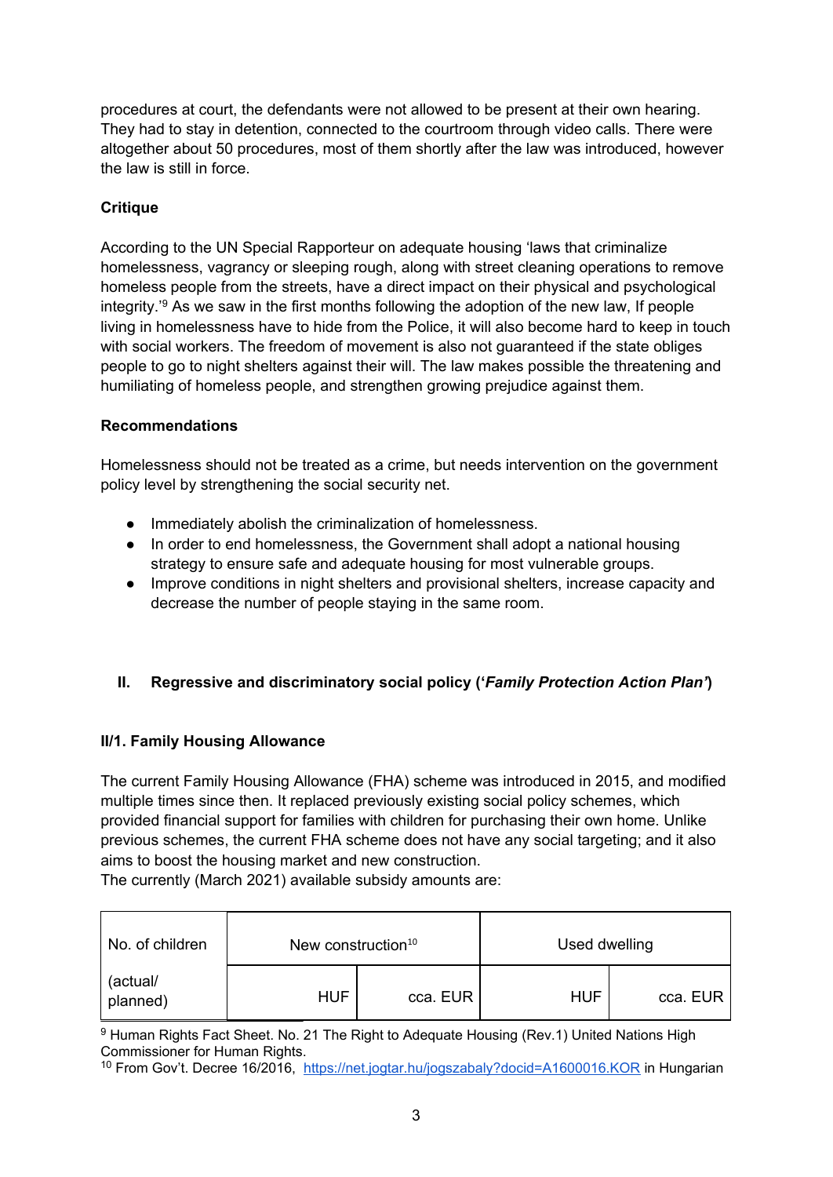procedures at court, the defendants were not allowed to be present at their own hearing. They had to stay in detention, connected to the courtroom through video calls. There were altogether about 50 procedures, most of them shortly after the law was introduced, however the law is still in force.

**Critique**

According to the UN Special Rapporteur on adequate housing 'laws that criminalize homelessness, vagrancy or sleeping rough, along with street cleaning operations to remove homeless people from the streets, have a direct impact on their physical and psychological integrity.'[9] As we saw in the first months following the adoption of the new law, If people living in homelessness have to hide from the Police, it will also become hard to keep in touch with social workers. The freedom of movement is also not guaranteed if the state obliges people to go to night shelters against their will. The law makes possible the threatening and humiliating of homeless people, and strengthen growing prejudice against them.

**Recommendations**

Homelessness should not be treated as a crime, but needs intervention on the government policy level by strengthening the social security net.

- Immediately abolish the criminalization of homelessness.
- In order to end homelessness, the Government shall adopt a national housing strategy to ensure safe and adequate housing for most vulnerable groups.
- Improve conditions in night shelters and provisional shelters, increase capacity and decrease the number of people staying in the same room.

## II. Regressive and discriminatory social policy ('*Family Protection Action Plan'*)

### II/1. Family Housing Allowance

The current Family Housing Allowance (FHA) scheme was introduced in 2015, and modified multiple times since then. It replaced previously existing social policy schemes, which provided financial support for families with children for purchasing their own home. Unlike previous schemes, the current FHA scheme does not have any social targeting; and it also aims to boost the housing market and new construction.
The currently (March 2021) available subsidy amounts are:

| No. of children | New construction[10] | | Used dwelling | |
|---|---|---|---|---|
| (actual/ planned) | HUF | cca. EUR | HUF | cca. EUR |

[9] Human Rights Fact Sheet. No. 21 The Right to Adequate Housing (Rev.1) United Nations High Commissioner for Human Rights.

[10] From Gov't. Decree 16/2016, https://net.jogtar.hu/jogszabaly?docid=A1600016.KOR in Hungarian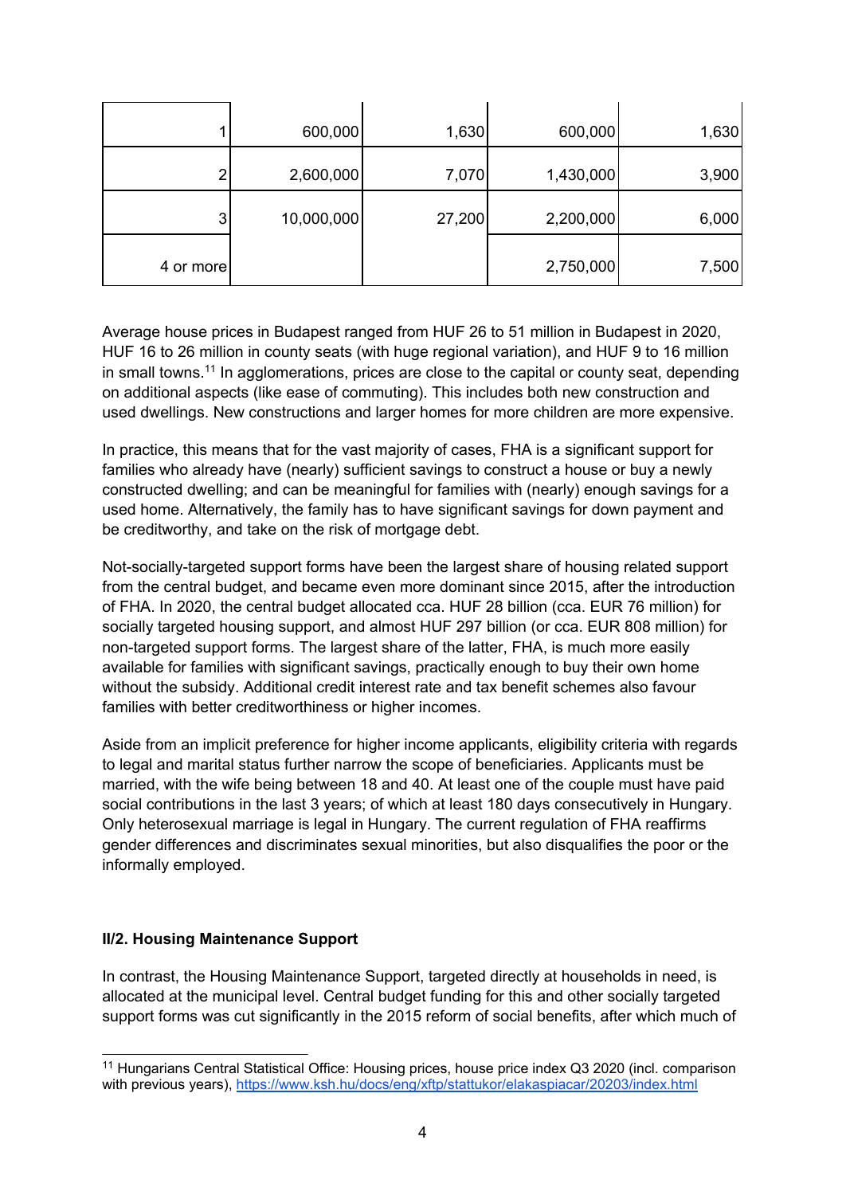| | | | | |
|---|---|---|---|---|
| 1 | 600,000 | 1,630 | 600,000 | 1,630 |
| 2 | 2,600,000 | 7,070 | 1,430,000 | 3,900 |
| 3 | 10,000,000 | 27,200 | 2,200,000 | 6,000 |
| 4 or more | | | 2,750,000 | 7,500 |

Average house prices in Budapest ranged from HUF 26 to 51 million in Budapest in 2020, HUF 16 to 26 million in county seats (with huge regional variation), and HUF 9 to 16 million in small towns.[11] In agglomerations, prices are close to the capital or county seat, depending on additional aspects (like ease of commuting). This includes both new construction and used dwellings. New constructions and larger homes for more children are more expensive.

In practice, this means that for the vast majority of cases, FHA is a significant support for families who already have (nearly) sufficient savings to construct a house or buy a newly constructed dwelling; and can be meaningful for families with (nearly) enough savings for a used home. Alternatively, the family has to have significant savings for down payment and be creditworthy, and take on the risk of mortgage debt.

Not-socially-targeted support forms have been the largest share of housing related support from the central budget, and became even more dominant since 2015, after the introduction of FHA. In 2020, the central budget allocated cca. HUF 28 billion (cca. EUR 76 million) for socially targeted housing support, and almost HUF 297 billion (or cca. EUR 808 million) for non-targeted support forms. The largest share of the latter, FHA, is much more easily available for families with significant savings, practically enough to buy their own home without the subsidy. Additional credit interest rate and tax benefit schemes also favour families with better creditworthiness or higher incomes.

Aside from an implicit preference for higher income applicants, eligibility criteria with regards to legal and marital status further narrow the scope of beneficiaries. Applicants must be married, with the wife being between 18 and 40. At least one of the couple must have paid social contributions in the last 3 years; of which at least 180 days consecutively in Hungary. Only heterosexual marriage is legal in Hungary. The current regulation of FHA reaffirms gender differences and discriminates sexual minorities, but also disqualifies the poor or the informally employed.

### II/2. Housing Maintenance Support

In contrast, the Housing Maintenance Support, targeted directly at households in need, is allocated at the municipal level. Central budget funding for this and other socially targeted support forms was cut significantly in the 2015 reform of social benefits, after which much of

[11] Hungarians Central Statistical Office: Housing prices, house price index Q3 2020 (incl. comparison with previous years), https://www.ksh.hu/docs/eng/xftp/stattukor/elakaspiacar/20203/index.html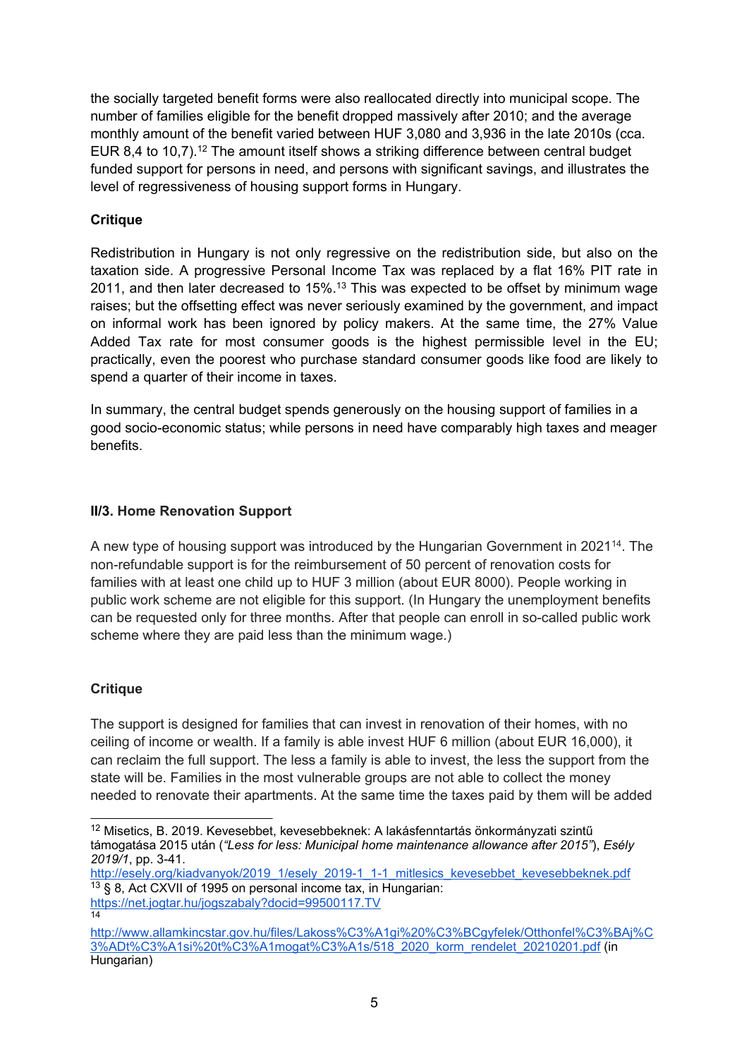the socially targeted benefit forms were also reallocated directly into municipal scope. The number of families eligible for the benefit dropped massively after 2010; and the average monthly amount of the benefit varied between HUF 3,080 and 3,936 in the late 2010s (cca. EUR 8,4 to 10,7).[12] The amount itself shows a striking difference between central budget funded support for persons in need, and persons with significant savings, and illustrates the level of regressiveness of housing support forms in Hungary.

**Critique**

Redistribution in Hungary is not only regressive on the redistribution side, but also on the taxation side. A progressive Personal Income Tax was replaced by a flat 16% PIT rate in 2011, and then later decreased to 15%.[13] This was expected to be offset by minimum wage raises; but the offsetting effect was never seriously examined by the government, and impact on informal work has been ignored by policy makers. At the same time, the 27% Value Added Tax rate for most consumer goods is the highest permissible level in the EU; practically, even the poorest who purchase standard consumer goods like food are likely to spend a quarter of their income in taxes.

In summary, the central budget spends generously on the housing support of families in a good socio-economic status; while persons in need have comparably high taxes and meager benefits.

### II/3. Home Renovation Support

A new type of housing support was introduced by the Hungarian Government in 2021[14]. The non-refundable support is for the reimbursement of 50 percent of renovation costs for families with at least one child up to HUF 3 million (about EUR 8000). People working in public work scheme are not eligible for this support. (In Hungary the unemployment benefits can be requested only for three months. After that people can enroll in so-called public work scheme where they are paid less than the minimum wage.)

**Critique**

The support is designed for families that can invest in renovation of their homes, with no ceiling of income or wealth. If a family is able invest HUF 6 million (about EUR 16,000), it can reclaim the full support. The less a family is able to invest, the less the support from the state will be. Families in the most vulnerable groups are not able to collect the money needed to renovate their apartments. At the same time the taxes paid by them will be added

---

[12] Misetics, B. 2019. Kevesebbet, kevesebbeknek: A lakásfenntartás önkormányzati szintű támogatása 2015 után (*"Less for less: Municipal home maintenance allowance after 2015"*), *Esély 2019/1*, pp. 3-41. http://esely.org/kiadvanyok/2019_1/esely_2019-1_1-1_mitlesics_kevesebbet_kevesebbeknek.pdf

[13] § 8, Act CXVII of 1995 on personal income tax, in Hungarian: https://net.jogtar.hu/jogszabaly?docid=99500117.TV

[14] http://www.allamkincstar.gov.hu/files/Lakoss%C3%A1gi%20%C3%BCgyfelek/Otthonfel%C3%BAj%C3%ADt%C3%A1si%20t%C3%A1mogat%C3%A1s/518_2020_korm_rendelet_20210201.pdf (in Hungarian)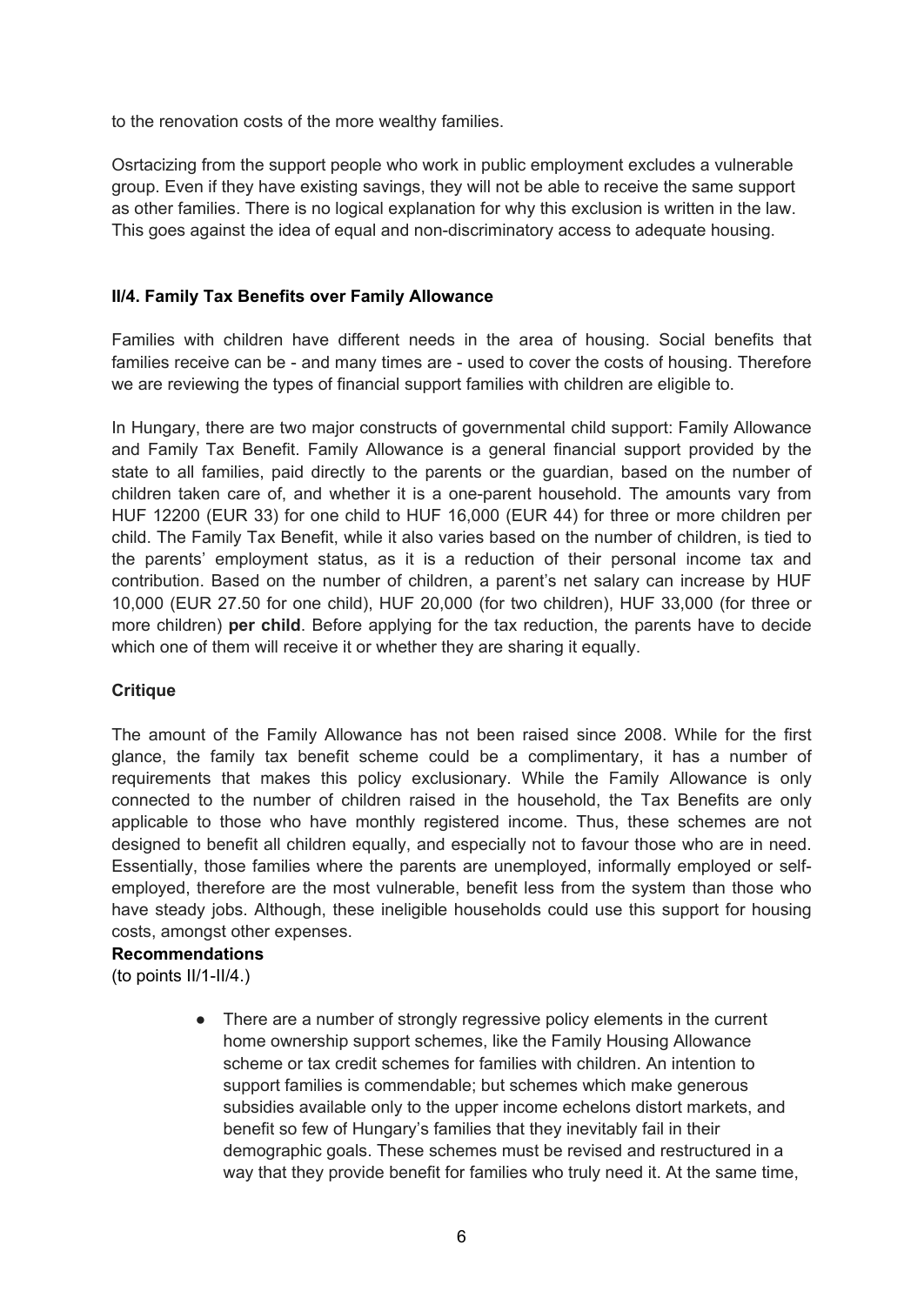to the renovation costs of the more wealthy families.

Osrtacizing from the support people who work in public employment excludes a vulnerable group. Even if they have existing savings, they will not be able to receive the same support as other families. There is no logical explanation for why this exclusion is written in the law. This goes against the idea of equal and non-discriminatory access to adequate housing.

### II/4. Family Tax Benefits over Family Allowance

Families with children have different needs in the area of housing. Social benefits that families receive can be - and many times are - used to cover the costs of housing. Therefore we are reviewing the types of financial support families with children are eligible to.

In Hungary, there are two major constructs of governmental child support: Family Allowance and Family Tax Benefit. Family Allowance is a general financial support provided by the state to all families, paid directly to the parents or the guardian, based on the number of children taken care of, and whether it is a one-parent household. The amounts vary from HUF 12200 (EUR 33) for one child to HUF 16,000 (EUR 44) for three or more children per child. The Family Tax Benefit, while it also varies based on the number of children, is tied to the parents' employment status, as it is a reduction of their personal income tax and contribution. Based on the number of children, a parent's net salary can increase by HUF 10,000 (EUR 27.50 for one child), HUF 20,000 (for two children), HUF 33,000 (for three or more children) **per child**. Before applying for the tax reduction, the parents have to decide which one of them will receive it or whether they are sharing it equally.

#### Critique

The amount of the Family Allowance has not been raised since 2008. While for the first glance, the family tax benefit scheme could be a complimentary, it has a number of requirements that makes this policy exclusionary. While the Family Allowance is only connected to the number of children raised in the household, the Tax Benefits are only applicable to those who have monthly registered income. Thus, these schemes are not designed to benefit all children equally, and especially not to favour those who are in need. Essentially, those families where the parents are unemployed, informally employed or self-employed, therefore are the most vulnerable, benefit less from the system than those who have steady jobs. Although, these ineligible households could use this support for housing costs, amongst other expenses.

#### Recommendations

(to points II/1-II/4.)

- There are a number of strongly regressive policy elements in the current home ownership support schemes, like the Family Housing Allowance scheme or tax credit schemes for families with children. An intention to support families is commendable; but schemes which make generous subsidies available only to the upper income echelons distort markets, and benefit so few of Hungary's families that they inevitably fail in their demographic goals. These schemes must be revised and restructured in a way that they provide benefit for families who truly need it. At the same time,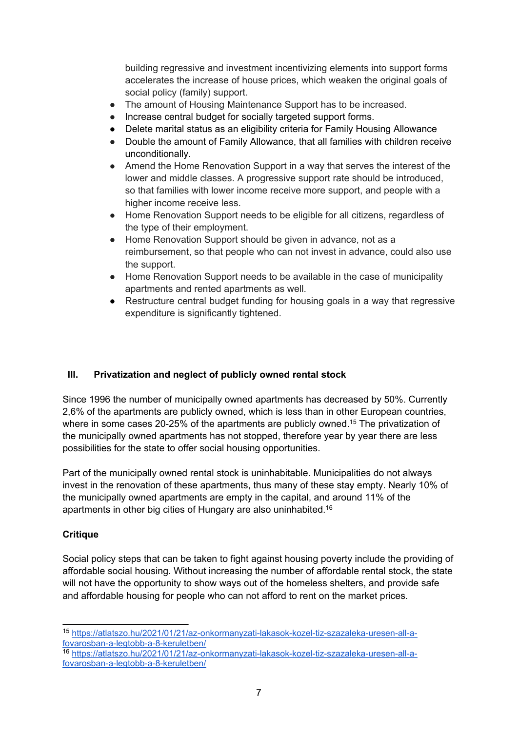building regressive and investment incentivizing elements into support forms accelerates the increase of house prices, which weaken the original goals of social policy (family) support.

- The amount of Housing Maintenance Support has to be increased.
- Increase central budget for socially targeted support forms.
- Delete marital status as an eligibility criteria for Family Housing Allowance
- Double the amount of Family Allowance, that all families with children receive unconditionally.
- Amend the Home Renovation Support in a way that serves the interest of the lower and middle classes. A progressive support rate should be introduced, so that families with lower income receive more support, and people with a higher income receive less.
- Home Renovation Support needs to be eligible for all citizens, regardless of the type of their employment.
- Home Renovation Support should be given in advance, not as a reimbursement, so that people who can not invest in advance, could also use the support.
- Home Renovation Support needs to be available in the case of municipality apartments and rented apartments as well.
- Restructure central budget funding for housing goals in a way that regressive expenditure is significantly tightened.

## III. Privatization and neglect of publicly owned rental stock

Since 1996 the number of municipally owned apartments has decreased by 50%. Currently 2,6% of the apartments are publicly owned, which is less than in other European countries, where in some cases 20-25% of the apartments are publicly owned.[15] The privatization of the municipally owned apartments has not stopped, therefore year by year there are less possibilities for the state to offer social housing opportunities.

Part of the municipally owned rental stock is uninhabitable. Municipalities do not always invest in the renovation of these apartments, thus many of these stay empty. Nearly 10% of the municipally owned apartments are empty in the capital, and around 11% of the apartments in other big cities of Hungary are also uninhabited.[16]

### Critique

Social policy steps that can be taken to fight against housing poverty include the providing of affordable social housing. Without increasing the number of affordable rental stock, the state will not have the opportunity to show ways out of the homeless shelters, and provide safe and affordable housing for people who can not afford to rent on the market prices.

---

[15] https://atlatszo.hu/2021/01/21/az-onkormanyzati-lakasok-kozel-tiz-szazaleka-uresen-all-a-fovarosban-a-legtobb-a-8-keruletben/

[16] https://atlatszo.hu/2021/01/21/az-onkormanyzati-lakasok-kozel-tiz-szazaleka-uresen-all-a-fovarosban-a-legtobb-a-8-keruletben/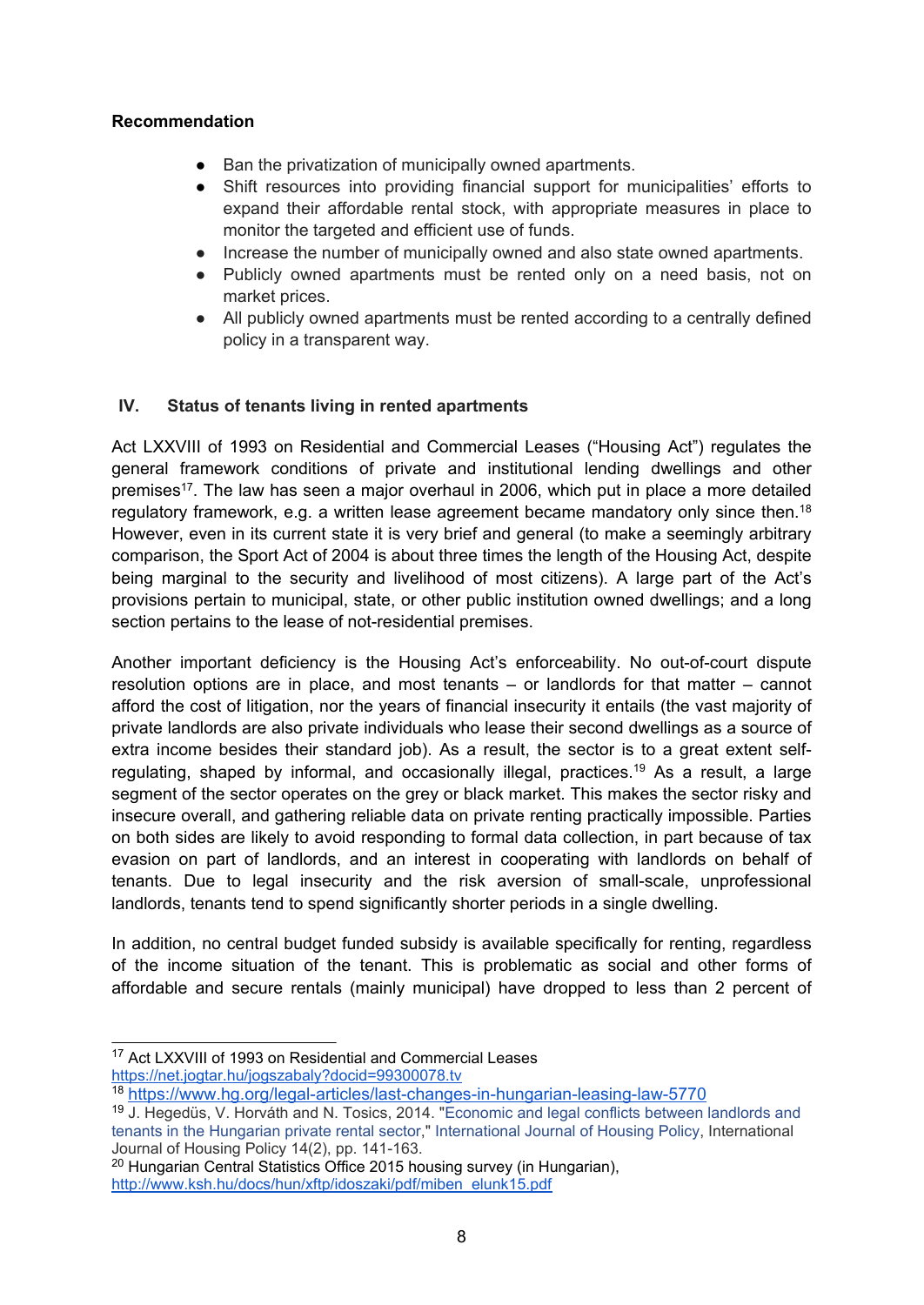**Recommendation**

- Ban the privatization of municipally owned apartments.
- Shift resources into providing financial support for municipalities' efforts to expand their affordable rental stock, with appropriate measures in place to monitor the targeted and efficient use of funds.
- Increase the number of municipally owned and also state owned apartments.
- Publicly owned apartments must be rented only on a need basis, not on market prices.
- All publicly owned apartments must be rented according to a centrally defined policy in a transparent way.

## IV. Status of tenants living in rented apartments

Act LXXVIII of 1993 on Residential and Commercial Leases ("Housing Act") regulates the general framework conditions of private and institutional lending dwellings and other premises[17]. The law has seen a major overhaul in 2006, which put in place a more detailed regulatory framework, e.g. a written lease agreement became mandatory only since then.[18] However, even in its current state it is very brief and general (to make a seemingly arbitrary comparison, the Sport Act of 2004 is about three times the length of the Housing Act, despite being marginal to the security and livelihood of most citizens). A large part of the Act's provisions pertain to municipal, state, or other public institution owned dwellings; and a long section pertains to the lease of not-residential premises.

Another important deficiency is the Housing Act's enforceability. No out-of-court dispute resolution options are in place, and most tenants – or landlords for that matter – cannot afford the cost of litigation, nor the years of financial insecurity it entails (the vast majority of private landlords are also private individuals who lease their second dwellings as a source of extra income besides their standard job). As a result, the sector is to a great extent self-regulating, shaped by informal, and occasionally illegal, practices.[19] As a result, a large segment of the sector operates on the grey or black market. This makes the sector risky and insecure overall, and gathering reliable data on private renting practically impossible. Parties on both sides are likely to avoid responding to formal data collection, in part because of tax evasion on part of landlords, and an interest in cooperating with landlords on behalf of tenants. Due to legal insecurity and the risk aversion of small-scale, unprofessional landlords, tenants tend to spend significantly shorter periods in a single dwelling.

In addition, no central budget funded subsidy is available specifically for renting, regardless of the income situation of the tenant. This is problematic as social and other forms of affordable and secure rentals (mainly municipal) have dropped to less than 2 percent of

---

[17] Act LXXVIII of 1993 on Residential and Commercial Leases https://net.jogtar.hu/jogszabaly?docid=99300078.tv

[18] https://www.hg.org/legal-articles/last-changes-in-hungarian-leasing-law-5770

[19] J. Hegedüs, V. Horváth and N. Tosics, 2014. "Economic and legal conflicts between landlords and tenants in the Hungarian private rental sector," International Journal of Housing Policy, International Journal of Housing Policy 14(2), pp. 141-163.

[20] Hungarian Central Statistics Office 2015 housing survey (in Hungarian), http://www.ksh.hu/docs/hun/xftp/idoszaki/pdf/miben_elunk15.pdf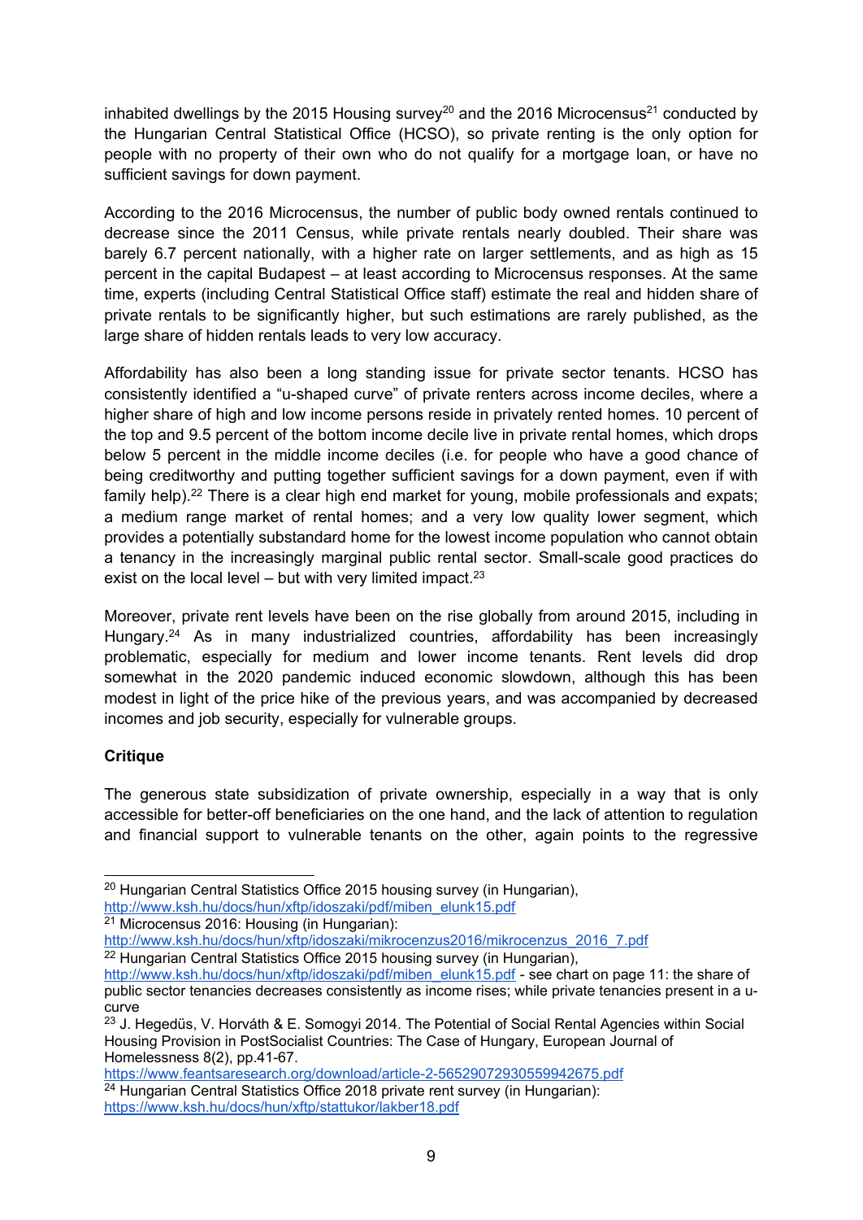inhabited dwellings by the 2015 Housing survey[20] and the 2016 Microcensus[21] conducted by the Hungarian Central Statistical Office (HCSO), so private renting is the only option for people with no property of their own who do not qualify for a mortgage loan, or have no sufficient savings for down payment.

According to the 2016 Microcensus, the number of public body owned rentals continued to decrease since the 2011 Census, while private rentals nearly doubled. Their share was barely 6.7 percent nationally, with a higher rate on larger settlements, and as high as 15 percent in the capital Budapest – at least according to Microcensus responses. At the same time, experts (including Central Statistical Office staff) estimate the real and hidden share of private rentals to be significantly higher, but such estimations are rarely published, as the large share of hidden rentals leads to very low accuracy.

Affordability has also been a long standing issue for private sector tenants. HCSO has consistently identified a "u-shaped curve" of private renters across income deciles, where a higher share of high and low income persons reside in privately rented homes. 10 percent of the top and 9.5 percent of the bottom income decile live in private rental homes, which drops below 5 percent in the middle income deciles (i.e. for people who have a good chance of being creditworthy and putting together sufficient savings for a down payment, even if with family help).[22] There is a clear high end market for young, mobile professionals and expats; a medium range market of rental homes; and a very low quality lower segment, which provides a potentially substandard home for the lowest income population who cannot obtain a tenancy in the increasingly marginal public rental sector. Small-scale good practices do exist on the local level – but with very limited impact.[23]

Moreover, private rent levels have been on the rise globally from around 2015, including in Hungary.[24] As in many industrialized countries, affordability has been increasingly problematic, especially for medium and lower income tenants. Rent levels did drop somewhat in the 2020 pandemic induced economic slowdown, although this has been modest in light of the price hike of the previous years, and was accompanied by decreased incomes and job security, especially for vulnerable groups.

**Critique**

The generous state subsidization of private ownership, especially in a way that is only accessible for better-off beneficiaries on the one hand, and the lack of attention to regulation and financial support to vulnerable tenants on the other, again points to the regressive

---

[20] Hungarian Central Statistics Office 2015 housing survey (in Hungarian), http://www.ksh.hu/docs/hun/xftp/idoszaki/pdf/miben_elunk15.pdf

[21] Microcensus 2016: Housing (in Hungarian): http://www.ksh.hu/docs/hun/xftp/idoszaki/mikrocenzus2016/mikrocenzus_2016_7.pdf

[22] Hungarian Central Statistics Office 2015 housing survey (in Hungarian), http://www.ksh.hu/docs/hun/xftp/idoszaki/pdf/miben_elunk15.pdf - see chart on page 11: the share of public sector tenancies decreases consistently as income rises; while private tenancies present in a u-curve

[23] J. Hegedüs, V. Horváth & E. Somogyi 2014. The Potential of Social Rental Agencies within Social Housing Provision in PostSocialist Countries: The Case of Hungary, European Journal of Homelessness 8(2), pp.41-67. https://www.feantsaresearch.org/download/article-2-56529072930559942675.pdf

[24] Hungarian Central Statistics Office 2018 private rent survey (in Hungarian): https://www.ksh.hu/docs/hun/xftp/stattukor/lakber18.pdf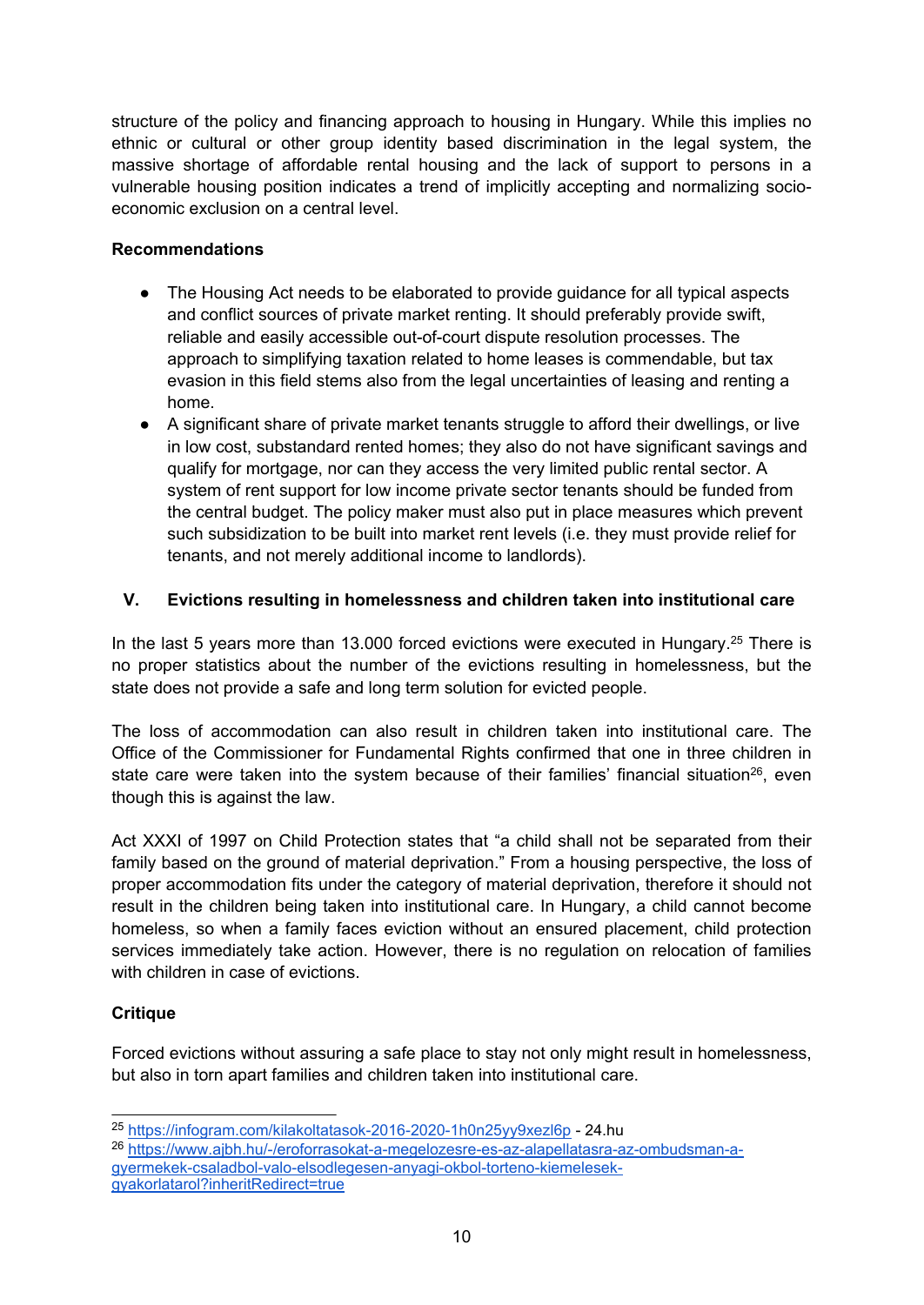structure of the policy and financing approach to housing in Hungary. While this implies no ethnic or cultural or other group identity based discrimination in the legal system, the massive shortage of affordable rental housing and the lack of support to persons in a vulnerable housing position indicates a trend of implicitly accepting and normalizing socio-economic exclusion on a central level.

**Recommendations**

- The Housing Act needs to be elaborated to provide guidance for all typical aspects and conflict sources of private market renting. It should preferably provide swift, reliable and easily accessible out-of-court dispute resolution processes. The approach to simplifying taxation related to home leases is commendable, but tax evasion in this field stems also from the legal uncertainties of leasing and renting a home.
- A significant share of private market tenants struggle to afford their dwellings, or live in low cost, substandard rented homes; they also do not have significant savings and qualify for mortgage, nor can they access the very limited public rental sector. A system of rent support for low income private sector tenants should be funded from the central budget. The policy maker must also put in place measures which prevent such subsidization to be built into market rent levels (i.e. they must provide relief for tenants, and not merely additional income to landlords).

## V. Evictions resulting in homelessness and children taken into institutional care

In the last 5 years more than 13.000 forced evictions were executed in Hungary.[25] There is no proper statistics about the number of the evictions resulting in homelessness, but the state does not provide a safe and long term solution for evicted people.

The loss of accommodation can also result in children taken into institutional care. The Office of the Commissioner for Fundamental Rights confirmed that one in three children in state care were taken into the system because of their families' financial situation[26], even though this is against the law.

Act XXXI of 1997 on Child Protection states that "a child shall not be separated from their family based on the ground of material deprivation." From a housing perspective, the loss of proper accommodation fits under the category of material deprivation, therefore it should not result in the children being taken into institutional care. In Hungary, a child cannot become homeless, so when a family faces eviction without an ensured placement, child protection services immediately take action. However, there is no regulation on relocation of families with children in case of evictions.

**Critique**

Forced evictions without assuring a safe place to stay not only might result in homelessness, but also in torn apart families and children taken into institutional care.

---

[25] https://infogram.com/kilakoltatasok-2016-2020-1h0n25yy9xezl6p - 24.hu

[26] https://www.ajbh.hu/-/eroforrasokat-a-megelozesre-es-az-alapellatasra-az-ombudsman-a-gyermekek-csaladbol-valo-elsodlegesen-anyagi-okbol-torteno-kiemelesek-gyakorlatarol?inheritRedirect=true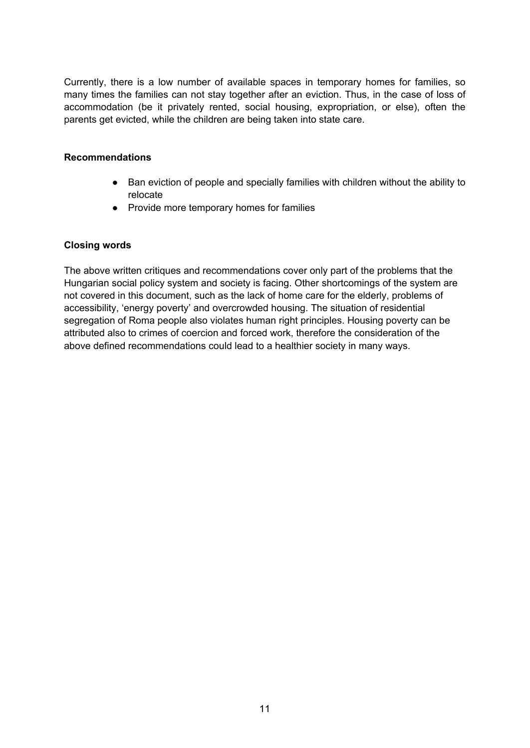Currently, there is a low number of available spaces in temporary homes for families, so many times the families can not stay together after an eviction. Thus, in the case of loss of accommodation (be it privately rented, social housing, expropriation, or else), often the parents get evicted, while the children are being taken into state care.

**Recommendations**

- Ban eviction of people and specially families with children without the ability to relocate
- Provide more temporary homes for families

**Closing words**

The above written critiques and recommendations cover only part of the problems that the Hungarian social policy system and society is facing. Other shortcomings of the system are not covered in this document, such as the lack of home care for the elderly, problems of accessibility, 'energy poverty' and overcrowded housing. The situation of residential segregation of Roma people also violates human right principles. Housing poverty can be attributed also to crimes of coercion and forced work, therefore the consideration of the above defined recommendations could lead to a healthier society in many ways.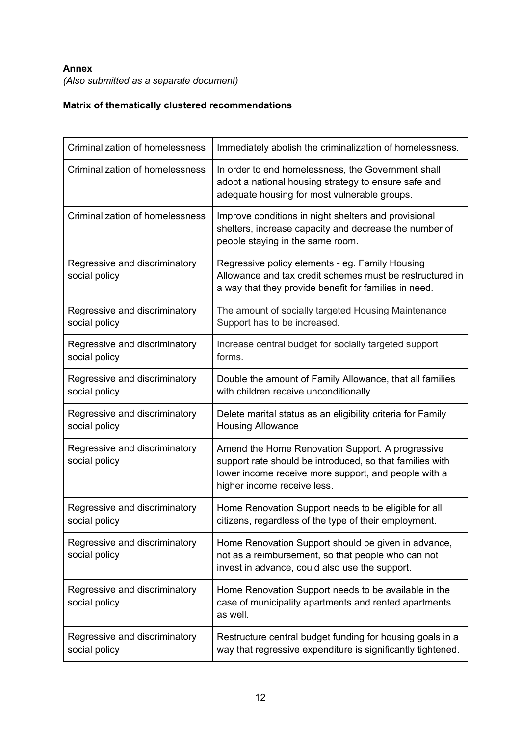**Annex**
*(Also submitted as a separate document)*

**Matrix of thematically clustered recommendations**

| | |
|---|---|
| Criminalization of homelessness | Immediately abolish the criminalization of homelessness. |
| Criminalization of homelessness | In order to end homelessness, the Government shall adopt a national housing strategy to ensure safe and adequate housing for most vulnerable groups. |
| Criminalization of homelessness | Improve conditions in night shelters and provisional shelters, increase capacity and decrease the number of people staying in the same room. |
| Regressive and discriminatory social policy | Regressive policy elements - eg. Family Housing Allowance and tax credit schemes must be restructured in a way that they provide benefit for families in need. |
| Regressive and discriminatory social policy | The amount of socially targeted Housing Maintenance Support has to be increased. |
| Regressive and discriminatory social policy | Increase central budget for socially targeted support forms. |
| Regressive and discriminatory social policy | Double the amount of Family Allowance, that all families with children receive unconditionally. |
| Regressive and discriminatory social policy | Delete marital status as an eligibility criteria for Family Housing Allowance |
| Regressive and discriminatory social policy | Amend the Home Renovation Support. A progressive support rate should be introduced, so that families with lower income receive more support, and people with a higher income receive less. |
| Regressive and discriminatory social policy | Home Renovation Support needs to be eligible for all citizens, regardless of the type of their employment. |
| Regressive and discriminatory social policy | Home Renovation Support should be given in advance, not as a reimbursement, so that people who can not invest in advance, could also use the support. |
| Regressive and discriminatory social policy | Home Renovation Support needs to be available in the case of municipality apartments and rented apartments as well. |
| Regressive and discriminatory social policy | Restructure central budget funding for housing goals in a way that regressive expenditure is significantly tightened. |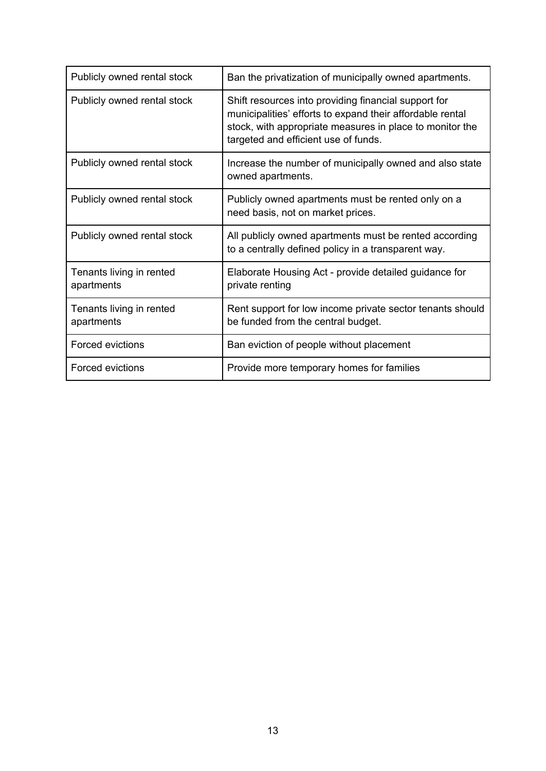| | |
|---|---|
| Publicly owned rental stock | Ban the privatization of municipally owned apartments. |
| Publicly owned rental stock | Shift resources into providing financial support for municipalities' efforts to expand their affordable rental stock, with appropriate measures in place to monitor the targeted and efficient use of funds. |
| Publicly owned rental stock | Increase the number of municipally owned and also state owned apartments. |
| Publicly owned rental stock | Publicly owned apartments must be rented only on a need basis, not on market prices. |
| Publicly owned rental stock | All publicly owned apartments must be rented according to a centrally defined policy in a transparent way. |
| Tenants living in rented apartments | Elaborate Housing Act - provide detailed guidance for private renting |
| Tenants living in rented apartments | Rent support for low income private sector tenants should be funded from the central budget. |
| Forced evictions | Ban eviction of people without placement |
| Forced evictions | Provide more temporary homes for families |